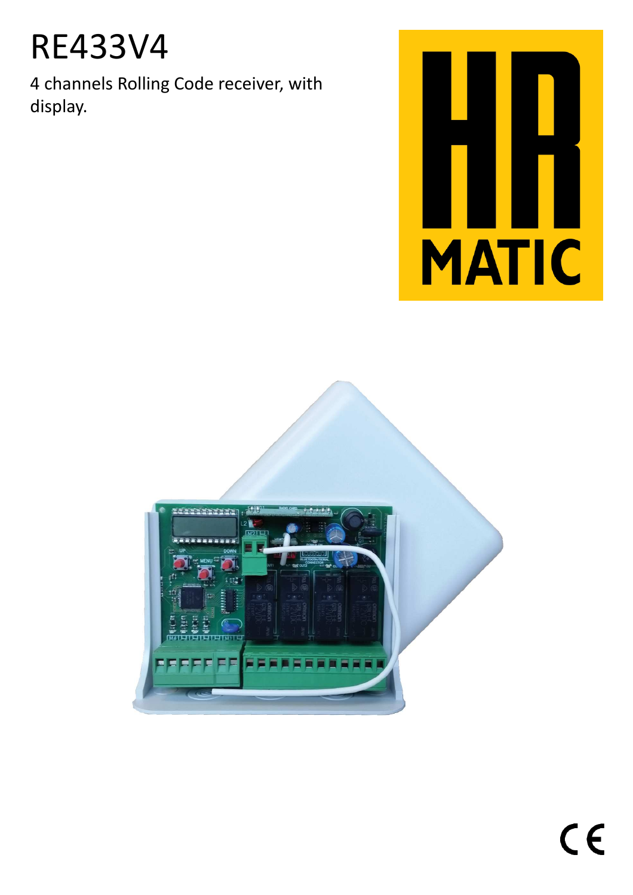# RE433V4

4 channels Rolling Code receiver, with display.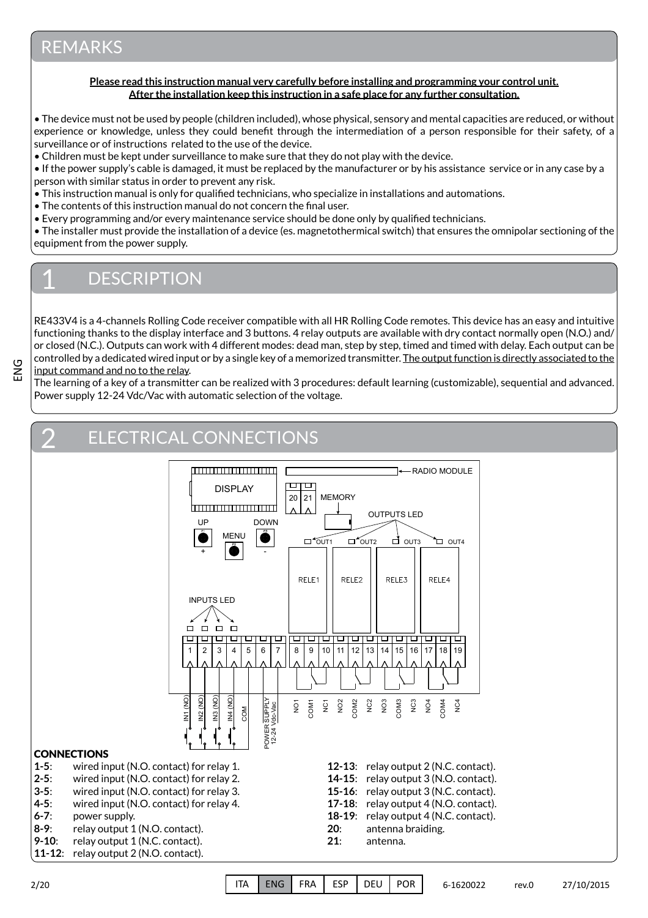# REMARKS

**Please read this instruction manual very carefully before installing and programming your control unit.**
**After the installation keep this instruction in a safe place for any further consultation.**

- The device must not be used by people (children included), whose physical, sensory and mental capacities are reduced, or without experience or knowledge, unless they could benefit through the intermediation of a person responsible for their safety, of a surveillance or of instructions related to the use of the device.
- Children must be kept under surveillance to make sure that they do not play with the device.
- If the power supply's cable is damaged, it must be replaced by the manufacturer or by his assistance service or in any case by a person with similar status in order to prevent any risk.
- This instruction manual is only for qualified technicians, who specialize in installations and automations.
- The contents of this instruction manual do not concern the final user.
- Every programming and/or every maintenance service should be done only by qualified technicians.
- The installer must provide the installation of a device (es. magnetothermical switch) that ensures the omnipolar sectioning of the equipment from the power supply.

# 1 DESCRIPTION

RE433V4 is a 4-channels Rolling Code receiver compatible with all HR Rolling Code remotes. This device has an easy and intuitive functioning thanks to the display interface and 3 buttons. 4 relay outputs are available with dry contact normally open (N.O.) and/or closed (N.C.). Outputs can work with 4 different modes: dead man, step by step, timed and timed with delay. Each output can be controlled by a dedicated wired input or by a single key of a memorized transmitter. The output function is directly associated to the input command and no to the relay.

The learning of a key of a transmitter can be realized with 3 procedures: default learning (customizable), sequential and advanced. Power supply 12-24 Vdc/Vac with automatic selection of the voltage.

# 2 ELECTRICAL CONNECTIONS

RADIO MODULE, DISPLAY, 20, 21, MEMORY, OUTPUTS LED, UP, MENU, DOWN, +, -, OUT1, OUT2, OUT3, OUT4, RELE1, RELE2, RELE3, RELE4, INPUTS LED

1 2 3 4 5 6 7 8 9 10 11 12 13 14 15 16 17 18 19

IN1 (NO), IN2 (NO), IN3 (NO), IN4 (NO), COM, POWER SUPPLY 12-24 Vdc-Vac, NO1, COM1, NC1, NO2, COM2, NC2, NO3, COM3, NC3, NO4, COM4, NC4

### CONNECTIONS

- **1-5**: wired input (N.O. contact) for relay 1.
- **2-5**: wired input (N.O. contact) for relay 2.
- **3-5**: wired input (N.O. contact) for relay 3.
- **4-5**: wired input (N.O. contact) for relay 4.
- **6-7**: power supply.
- **8-9**: relay output 1 (N.O. contact).
- **9-10**: relay output 1 (N.C. contact).
- **11-12**: relay output 2 (N.O. contact).
- **12-13**: relay output 2 (N.C. contact).
- **14-15**: relay output 3 (N.O. contact).
- **15-16**: relay output 3 (N.C. contact).
- **17-18**: relay output 4 (N.O. contact).
- **18-19**: relay output 4 (N.C. contact).
- **20**: antenna braiding.
- **21**: antenna.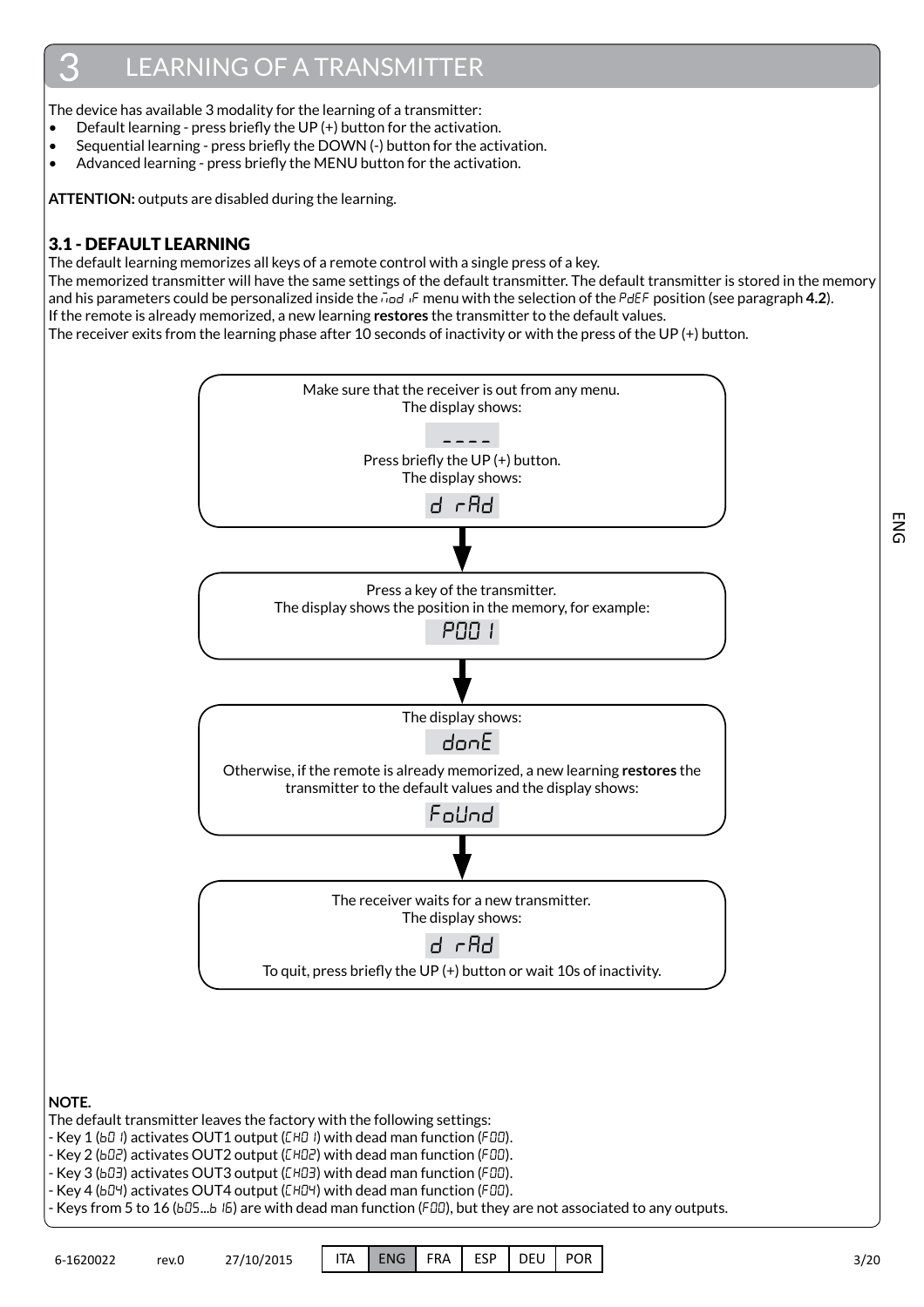# 3 LEARNING OF A TRANSMITTER

The device has available 3 modality for the learning of a transmitter:

- Default learning - press briefly the UP (+) button for the activation.
- Sequential learning - press briefly the DOWN (-) button for the activation.
- Advanced learning - press briefly the MENU button for the activation.

**ATTENTION:** outputs are disabled during the learning.

## 3.1 - DEFAULT LEARNING

The default learning memorizes all keys of a remote control with a single press of a key.
The memorized transmitter will have the same settings of the default transmitter. The default transmitter is stored in the memory and his parameters could be personalized inside the `nod iF` menu with the selection of the `PdEF` position (see paragraph **4.2**).
If the remote is already memorized, a new learning **restores** the transmitter to the default values.
The receiver exits from the learning phase after 10 seconds of inactivity or with the press of the UP (+) button.

Make sure that the receiver is out from any menu.
The display shows:

`----`

Press briefly the UP (+) button.
The display shows:

`d rAd`

↓

Press a key of the transmitter.
The display shows the position in the memory, for example:

`P001`

↓

The display shows:

`donE`

Otherwise, if the remote is already memorized, a new learning **restores** the transmitter to the default values and the display shows:

`FoUnd`

↓

The receiver waits for a new transmitter.
The display shows:

`d rAd`

To quit, press briefly the UP (+) button or wait 10s of inactivity.

**NOTE.**
The default transmitter leaves the factory with the following settings:
- Key 1 (`b01`) activates OUT1 output (`CH01`) with dead man function (`F00`).
- Key 2 (`b02`) activates OUT2 output (`CH02`) with dead man function (`F00`).
- Key 3 (`b03`) activates OUT3 output (`CH03`) with dead man function (`F00`).
- Key 4 (`b04`) activates OUT4 output (`CH04`) with dead man function (`F00`).
- Keys from 5 to 16 (`b05`...`b16`) are with dead man function (`F00`), but they are not associated to any outputs.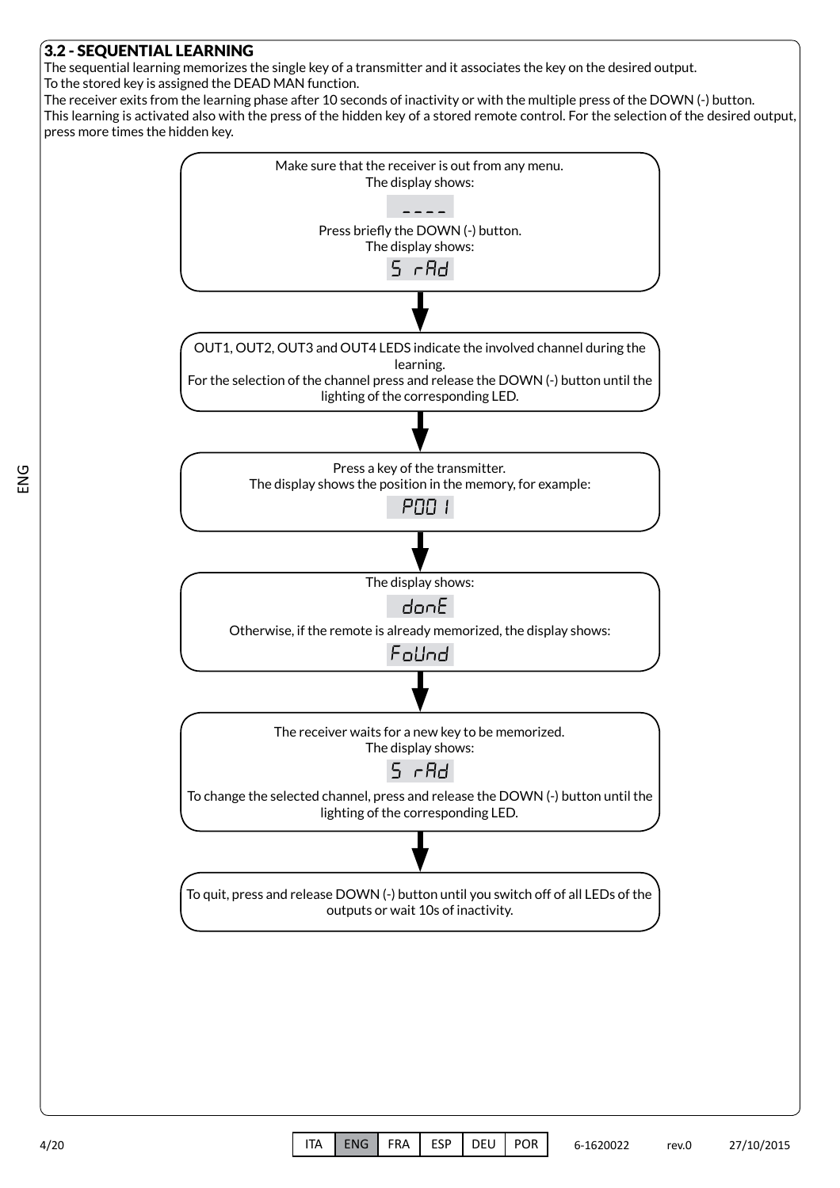## 3.2 - SEQUENTIAL LEARNING

The sequential learning memorizes the single key of a transmitter and it associates the key on the desired output.
To the stored key is assigned the DEAD MAN function.
The receiver exits from the learning phase after 10 seconds of inactivity or with the multiple press of the DOWN (-) button.
This learning is activated also with the press of the hidden key of a stored remote control. For the selection of the desired output, press more times the hidden key.

Make sure that the receiver is out from any menu.
The display shows:

`----`

Press briefly the DOWN (-) button.
The display shows:

`5 rAd`

↓

OUT1, OUT2, OUT3 and OUT4 LEDS indicate the involved channel during the learning.
For the selection of the channel press and release the DOWN (-) button until the lighting of the corresponding LED.

↓

Press a key of the transmitter.
The display shows the position in the memory, for example:

`P001`

↓

The display shows:

`donE`

Otherwise, if the remote is already memorized, the display shows:

`FoUnd`

↓

The receiver waits for a new key to be memorized.
The display shows:

`5 rAd`

To change the selected channel, press and release the DOWN (-) button until the lighting of the corresponding LED.

↓

To quit, press and release DOWN (-) button until you switch off of all LEDs of the outputs or wait 10s of inactivity.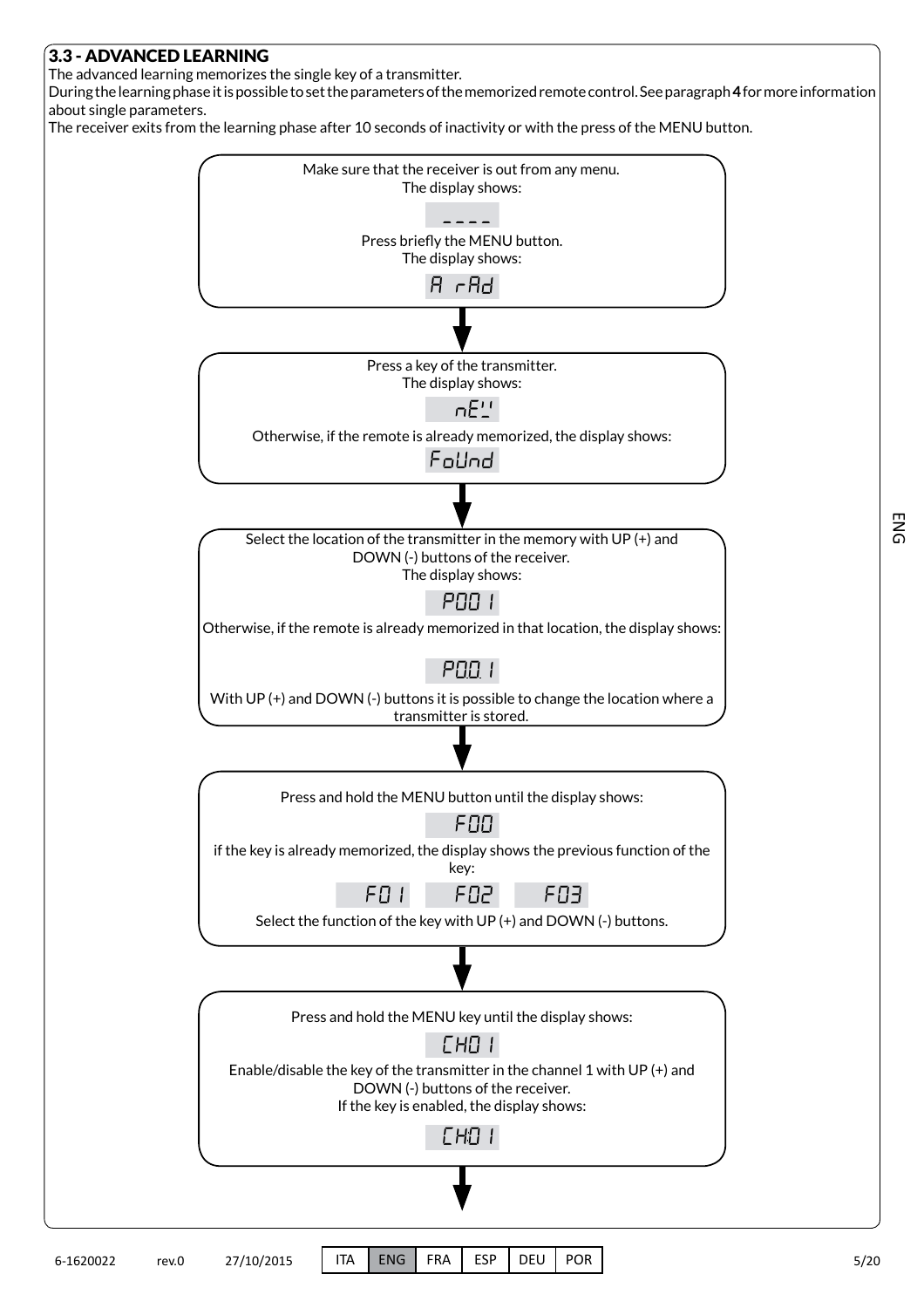## 3.3 - ADVANCED LEARNING

The advanced learning memorizes the single key of a transmitter.

During the learning phase it is possible to set the parameters of the memorized remote control. See paragraph **4** for more information about single parameters.

The receiver exits from the learning phase after 10 seconds of inactivity or with the press of the MENU button.

Make sure that the receiver is out from any menu.
The display shows:

`----`

Press briefly the MENU button.
The display shows:

`A rAd`

↓

Press a key of the transmitter.
The display shows:

`nEW`

Otherwise, if the remote is already memorized, the display shows:

`FoUnd`

↓

Select the location of the transmitter in the memory with UP (+) and DOWN (-) buttons of the receiver.
The display shows:

`P001`

Otherwise, if the remote is already memorized in that location, the display shows:

`P00.1`

With UP (+) and DOWN (-) buttons it is possible to change the location where a transmitter is stored.

↓

Press and hold the MENU button until the display shows:

`F00`

if the key is already memorized, the display shows the previous function of the key:

`F01` `F02` `F03`

Select the function of the key with UP (+) and DOWN (-) buttons.

↓

Press and hold the MENU key until the display shows:

`CH01`

Enable/disable the key of the transmitter in the channel 1 with UP (+) and DOWN (-) buttons of the receiver.
If the key is enabled, the display shows:

`CH.01`

↓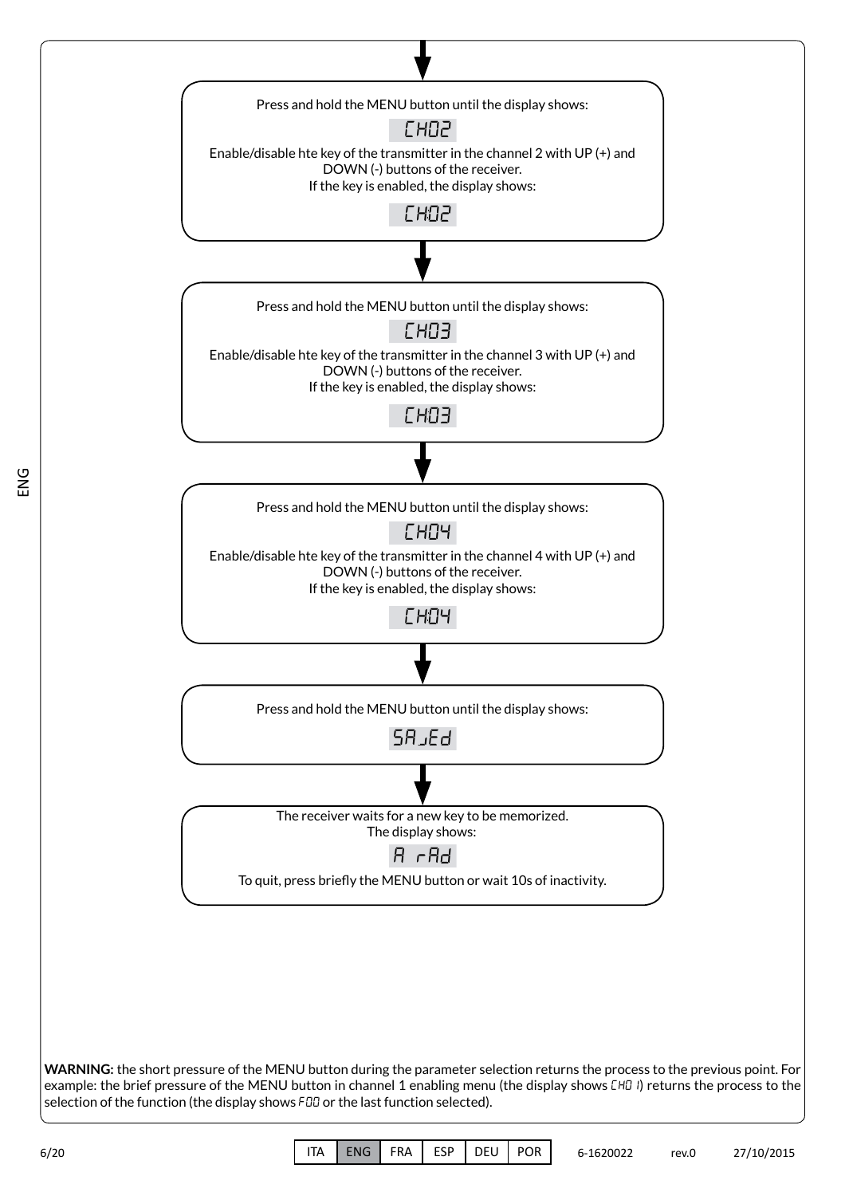Press and hold the MENU button until the display shows:

CH02

Enable/disable hte key of the transmitter in the channel 2 with UP (+) and DOWN (-) buttons of the receiver.
If the key is enabled, the display shows:

CH.02

Press and hold the MENU button until the display shows:

CH03

Enable/disable hte key of the transmitter in the channel 3 with UP (+) and DOWN (-) buttons of the receiver.
If the key is enabled, the display shows:

CH.03

Press and hold the MENU button until the display shows:

CH04

Enable/disable hte key of the transmitter in the channel 4 with UP (+) and DOWN (-) buttons of the receiver.
If the key is enabled, the display shows:

CH.04

Press and hold the MENU button until the display shows:

SAvEd

The receiver waits for a new key to be memorized.
The display shows:

A rAd

To quit, press briefly the MENU button or wait 10s of inactivity.

**WARNING:** the short pressure of the MENU button during the parameter selection returns the process to the previous point. For example: the brief pressure of the MENU button in channel 1 enabling menu (the display shows CH01) returns the process to the selection of the function (the display shows F00 or the last function selected).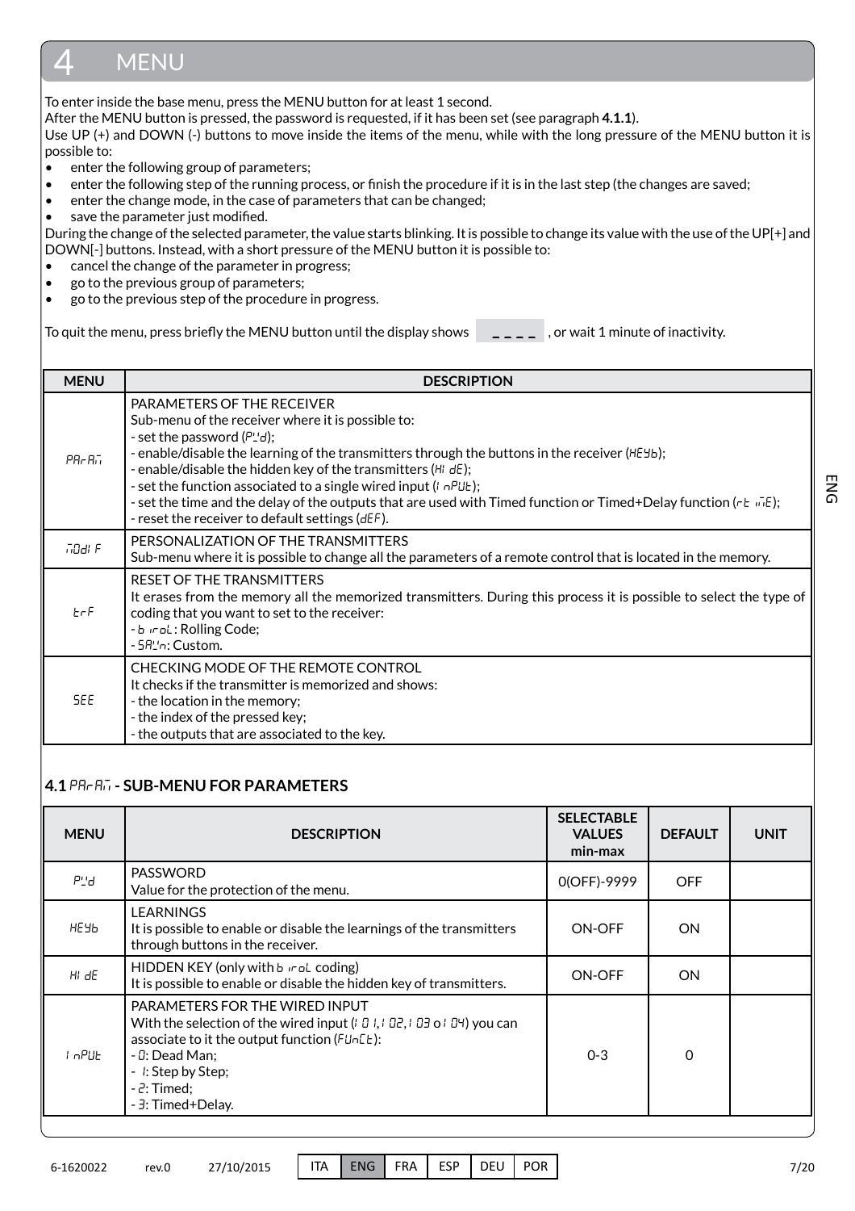# 4 MENU

To enter inside the base menu, press the MENU button for at least 1 second.
After the MENU button is pressed, the password is requested, if it has been set (see paragraph **4.1.1**).
Use UP (+) and DOWN (-) buttons to move inside the items of the menu, while with the long pressure of the MENU button it is possible to:

- enter the following group of parameters;
- enter the following step of the running process, or finish the procedure if it is in the last step (the changes are saved;
- enter the change mode, in the case of parameters that can be changed;
- save the parameter just modified.

During the change of the selected parameter, the value starts blinking. It is possible to change its value with the use of the UP[+] and DOWN[-] buttons. Instead, with a short pressure of the MENU button it is possible to:

- cancel the change of the parameter in progress;
- go to the previous group of parameters;
- go to the previous step of the procedure in progress.

To quit the menu, press briefly the MENU button until the display shows _ _ _ _ , or wait 1 minute of inactivity.

| MENU | DESCRIPTION |
|---|---|
| PArAm | PARAMETERS OF THE RECEIVER<br>Sub-menu of the receiver where it is possible to:<br>- set the password (PWd);<br>- enable/disable the learning of the transmitters through the buttons in the receiver (HEYb);<br>- enable/disable the hidden key of the transmitters (HIdE);<br>- set the function associated to a single wired input (InPUt);<br>- set the time and the delay of the outputs that are used with Timed function or Timed+Delay function (rt imE);<br>- reset the receiver to default settings (dEF). |
| mOdIF | PERSONALIZATION OF THE TRANSMITTERS<br>Sub-menu where it is possible to change all the parameters of a remote control that is located in the memory. |
| trF | RESET OF THE TRANSMITTERS<br>It erases from the memory all the memorized transmitters. During this process it is possible to select the type of coding that you want to set to the receiver:<br>- b irol: Rolling Code;<br>- SAWn: Custom. |
| SEE | CHECKING MODE OF THE REMOTE CONTROL<br>It checks if the transmitter is memorized and shows:<br>- the location in the memory;<br>- the index of the pressed key;<br>- the outputs that are associated to the key. |

## 4.1 PArAm - SUB-MENU FOR PARAMETERS

| MENU | DESCRIPTION | SELECTABLE VALUES min-max | DEFAULT | UNIT |
|---|---|---|---|---|
| PWd | PASSWORD<br>Value for the protection of the menu. | 0(OFF)-9999 | OFF | |
| HEYb | LEARNINGS<br>It is possible to enable or disable the learnings of the transmitters through buttons in the receiver. | ON-OFF | ON | |
| HIdE | HIDDEN KEY (only with b irol coding)<br>It is possible to enable or disable the hidden key of transmitters. | ON-OFF | ON | |
| InPUt | PARAMETERS FOR THE WIRED INPUT<br>With the selection of the wired input (I01, I02, I03 o I04) you can associate to it the output function (FUnCt):<br>- 0: Dead Man;<br>- 1: Step by Step;<br>- 2: Timed;<br>- 3: Timed+Delay. | 0-3 | 0 | |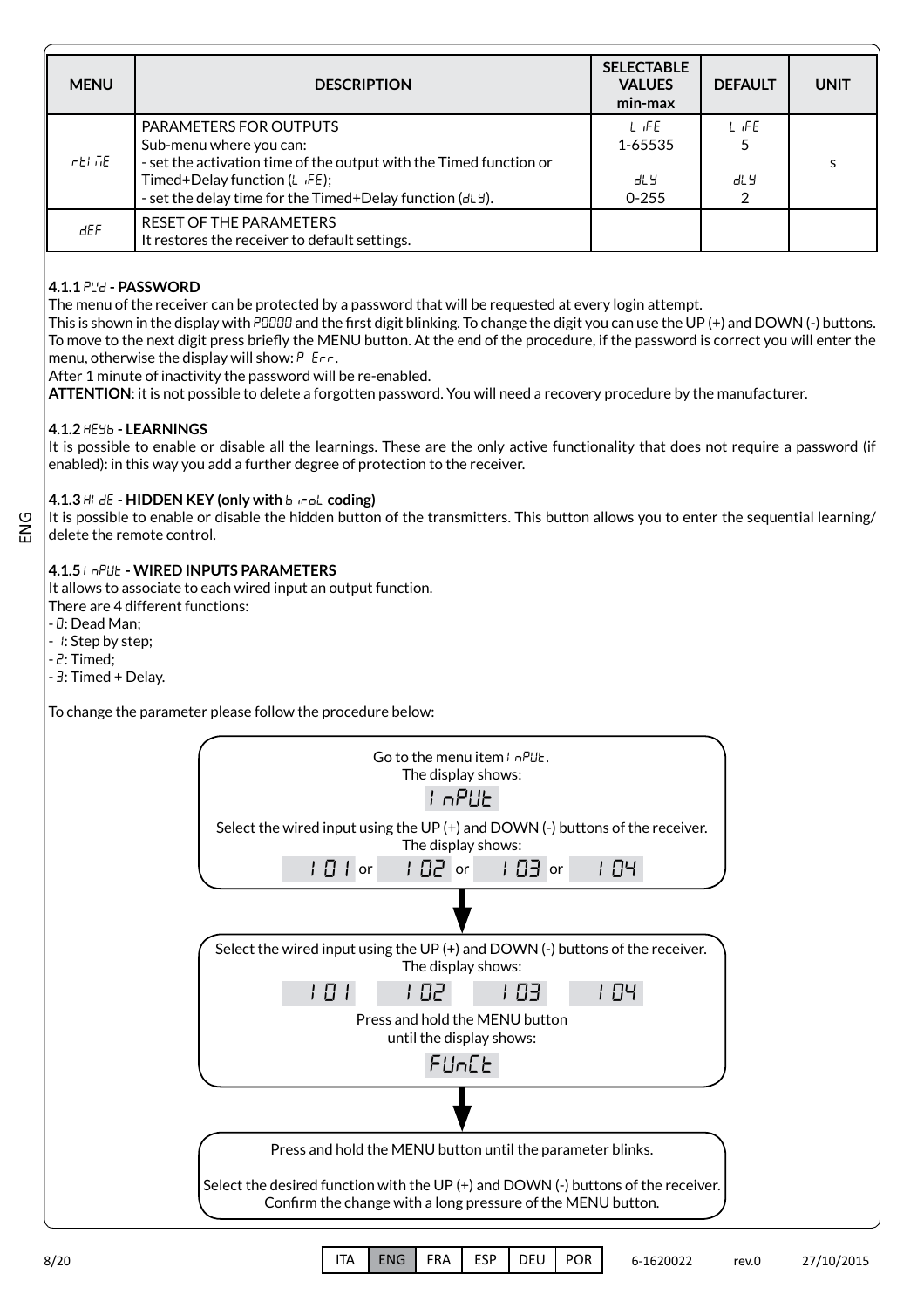| MENU | DESCRIPTION | SELECTABLE VALUES min-max | DEFAULT | UNIT |
|---|---|---|---|---|
| rtI ñE | PARAMETERS FOR OUTPUTS<br>Sub-menu where you can:<br>- set the activation time of the output with the Timed function or Timed+Delay function (L ıFE);<br>- set the delay time for the Timed+Delay function (dLY). | L ıFE<br>1-65535<br><br>dLY<br>0-255 | L ıFE<br>5<br><br>dLY<br>2 | s |
| dEF | RESET OF THE PARAMETERS<br>It restores the receiver to default settings. | | | |

**4.1.1 PWd - PASSWORD**

The menu of the receiver can be protected by a password that will be requested at every login attempt.
This is shown in the display with P0000 and the first digit blinking. To change the digit you can use the UP (+) and DOWN (-) buttons. To move to the next digit press briefly the MENU button. At the end of the procedure, if the password is correct you will enter the menu, otherwise the display will show: P Err.
After 1 minute of inactivity the password will be re-enabled.
**ATTENTION**: it is not possible to delete a forgotten password. You will need a recovery procedure by the manufacturer.

**4.1.2 HEYb - LEARNINGS**

It is possible to enable or disable all the learnings. These are the only active functionality that does not require a password (if enabled): in this way you add a further degree of protection to the receiver.

**4.1.3 HI dE - HIDDEN KEY (only with b ıroL coding)**

It is possible to enable or disable the hidden button of the transmitters. This button allows you to enter the sequential learning/ delete the remote control.

**4.1.5 I nPUt - WIRED INPUTS PARAMETERS**

It allows to associate to each wired input an output function.
There are 4 different functions:
- 0: Dead Man;
- 1: Step by step;
- 2: Timed;
- 3: Timed + Delay.

To change the parameter please follow the procedure below:

Go to the menu item I nPUt.
The display shows:
I nPUt
Select the wired input using the UP (+) and DOWN (-) buttons of the receiver.
The display shows:
I 01 or I 02 or I 03 or I 04

↓

Select the wired input using the UP (+) and DOWN (-) buttons of the receiver.
The display shows:
I 01 I 02 I 03 I 04
Press and hold the MENU button until the display shows:
FUnCt

↓

Press and hold the MENU button until the parameter blinks.

Select the desired function with the UP (+) and DOWN (-) buttons of the receiver.
Confirm the change with a long pressure of the MENU button.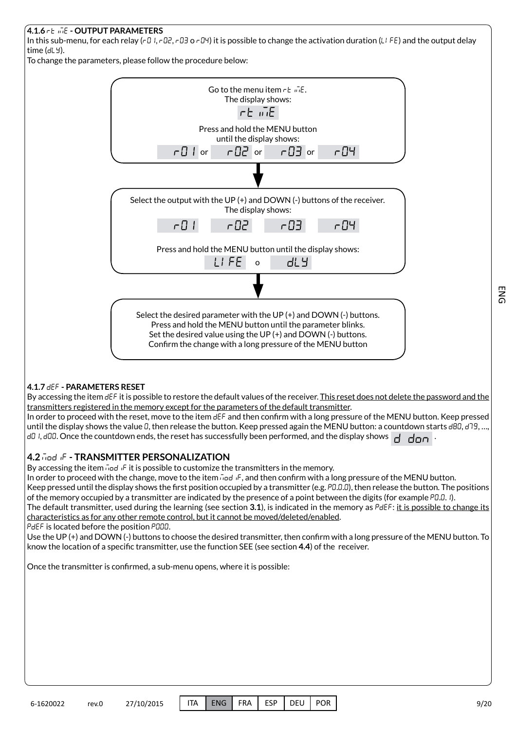### 4.1.6 rtimE - OUTPUT PARAMETERS

In this sub-menu, for each relay (r01, r02, r03 o r04) it is possible to change the activation duration (LIFE) and the output delay time (dLY).

To change the parameters, please follow the procedure below:

Go to the menu item rtimE.
The display shows:
rtimE

Press and hold the MENU button until the display shows:
r01 or r02 or r03 or r04

↓

Select the output with the UP (+) and DOWN (-) buttons of the receiver.
The display shows:
r01 r02 r03 r04

Press and hold the MENU button until the display shows:
LIFE o dLY

↓

Select the desired parameter with the UP (+) and DOWN (-) buttons.
Press and hold the MENU button until the parameter blinks.
Set the desired value using the UP (+) and DOWN (-) buttons.
Confirm the change with a long pressure of the MENU button

### 4.1.7 dEF - PARAMETERS RESET

By accessing the item dEF it is possible to restore the default values of the receiver. This reset does not delete the password and the transmitters registered in the memory except for the parameters of the default transmitter.

In order to proceed with the reset, move to the item dEF and then confirm with a long pressure of the MENU button. Keep pressed until the display shows the value 0, then release the button. Keep pressed again the MENU button: a countdown starts d80, d79, ..., d01, d00. Once the countdown ends, the reset has successfully been performed, and the display shows d don.

## 4.2 modiF - TRANSMITTER PERSONALIZATION

By accessing the item modiF it is possible to customize the transmitters in the memory.

In order to proceed with the change, move to the item modiF, and then confirm with a long pressure of the MENU button.

Keep pressed until the display shows the first position occupied by a transmitter (e.g. P0.0.0), then release the button. The positions of the memory occupied by a transmitter are indicated by the presence of a point between the digits (for example P0.0. 1).

The default transmitter, used during the learning (see section **3.1**), is indicated in the memory as PdEF: it is possible to change its characteristics as for any other remote control, but it cannot be moved/deleted/enabled.

PdEF is located before the position P000.

Use the UP (+) and DOWN (-) buttons to choose the desired transmitter, then confirm with a long pressure of the MENU button. To know the location of a specific transmitter, use the function SEE (see section **4.4**) of the receiver.

Once the transmitter is confirmed, a sub-menu opens, where it is possible: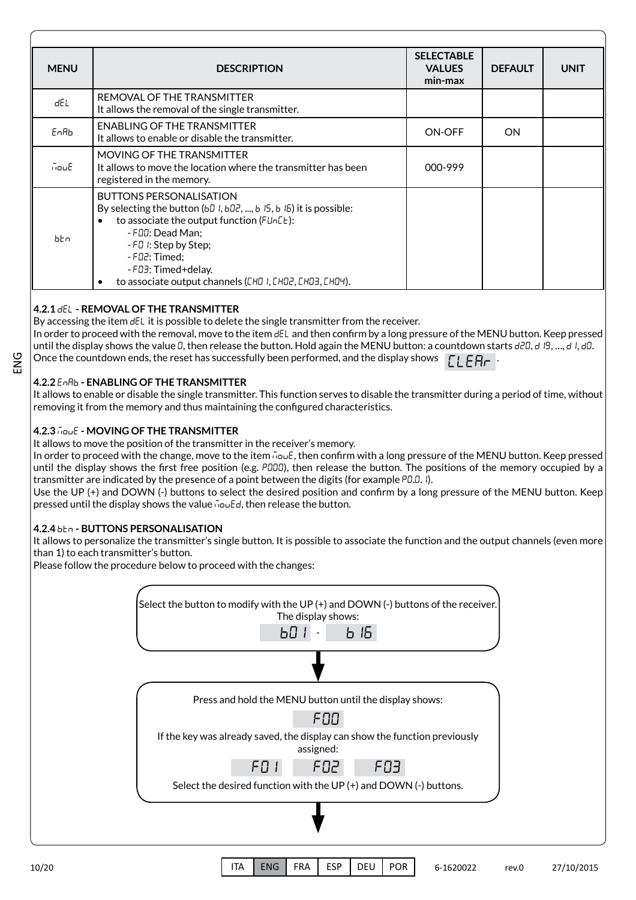| MENU | DESCRIPTION | SELECTABLE VALUES min-max | DEFAULT | UNIT |
|---|---|---|---|---|
| dEL | REMOVAL OF THE TRANSMITTER<br>It allows the removal of the single transmitter. | | | |
| EnAb | ENABLING OF THE TRANSMITTER<br>It allows to enable or disable the transmitter. | ON-OFF | ON | |
| MouE | MOVING OF THE TRANSMITTER<br>It allows to move the location where the transmitter has been registered in the memory. | 000-999 | | |
| btn | BUTTONS PERSONALISATION<br>By selecting the button (b01, b02, ..., b15, b16) it is possible:<br>• to associate the output function (FUnCt):<br>- F00: Dead Man;<br>- F01: Step by Step;<br>- F02: Timed;<br>- F03: Timed+delay.<br>• to associate output channels (CH01, CH02, CH03, CH04). | | | |

**4.2.1 dEL - REMOVAL OF THE TRANSMITTER**

By accessing the item dEL it is possible to delete the single transmitter from the receiver.
In order to proceed with the removal, move to the item dEL and then confirm by a long pressure of the MENU button. Keep pressed until the display shows the value 0, then release the button. Hold again the MENU button: a countdown starts d20, d19, ..., d1, d0. Once the countdown ends, the reset has successfully been performed, and the display shows CLEAr.

**4.2.2 EnAb - ENABLING OF THE TRANSMITTER**

It allows to enable or disable the single transmitter. This function serves to disable the transmitter during a period of time, without removing it from the memory and thus maintaining the configured characteristics.

**4.2.3 MouE - MOVING OF THE TRANSMITTER**

It allows to move the position of the transmitter in the receiver's memory.
In order to proceed with the change, move to the item MouE, then confirm with a long pressure of the MENU button. Keep pressed until the display shows the first free position (e.g. P000), then release the button. The positions of the memory occupied by a transmitter are indicated by the presence of a point between the digits (for example P0.0.1).
Use the UP (+) and DOWN (-) buttons to select the desired position and confirm by a long pressure of the MENU button. Keep pressed until the display shows the value MouEd, then release the button.

**4.2.4 btn - BUTTONS PERSONALISATION**

It allows to personalize the transmitter's single button. It is possible to associate the function and the output channels (even more than 1) to each transmitter's button.
Please follow the procedure below to proceed with the changes:

Select the button to modify with the UP (+) and DOWN (-) buttons of the receiver. The display shows:
b01 - b16

↓

Press and hold the MENU button until the display shows:
F00
If the key was already saved, the display can show the function previously assigned:
F01 F02 F03
Select the desired function with the UP (+) and DOWN (-) buttons.

↓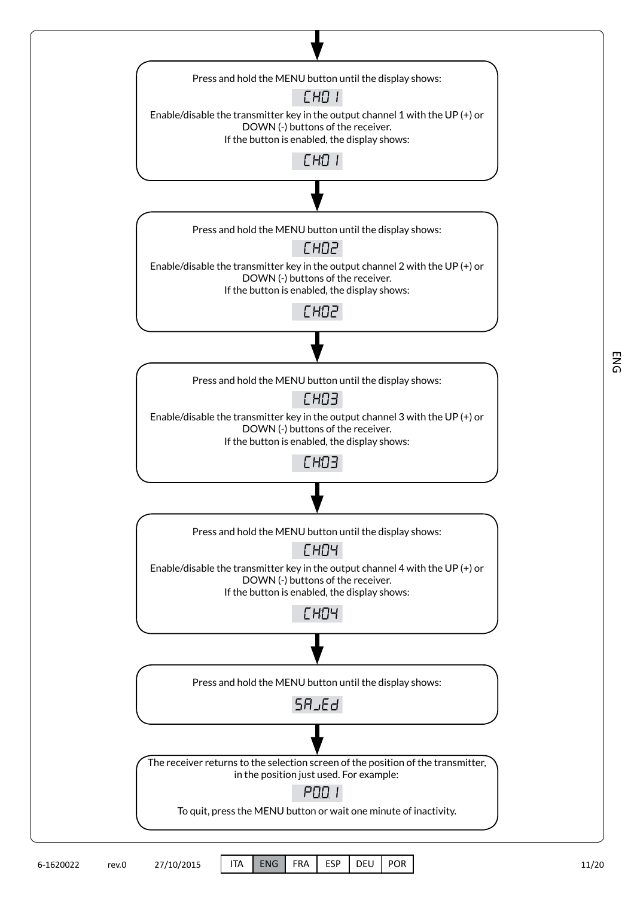Press and hold the MENU button until the display shows:

`CH0 1`

Enable/disable the transmitter key in the output channel 1 with the UP (+) or DOWN (-) buttons of the receiver.
If the button is enabled, the display shows:

`CH.0 1`

↓

Press and hold the MENU button until the display shows:

`CH02`

Enable/disable the transmitter key in the output channel 2 with the UP (+) or DOWN (-) buttons of the receiver.
If the button is enabled, the display shows:

`CH.02`

↓

Press and hold the MENU button until the display shows:

`CH03`

Enable/disable the transmitter key in the output channel 3 with the UP (+) or DOWN (-) buttons of the receiver.
If the button is enabled, the display shows:

`CH.03`

↓

Press and hold the MENU button until the display shows:

`CH04`

Enable/disable the transmitter key in the output channel 4 with the UP (+) or DOWN (-) buttons of the receiver.
If the button is enabled, the display shows:

`CH.04`

↓

Press and hold the MENU button until the display shows:

`SAVEd`

↓

The receiver returns to the selection screen of the position of the transmitter, in the position just used. For example:

`P0.0.1`

To quit, press the MENU button or wait one minute of inactivity.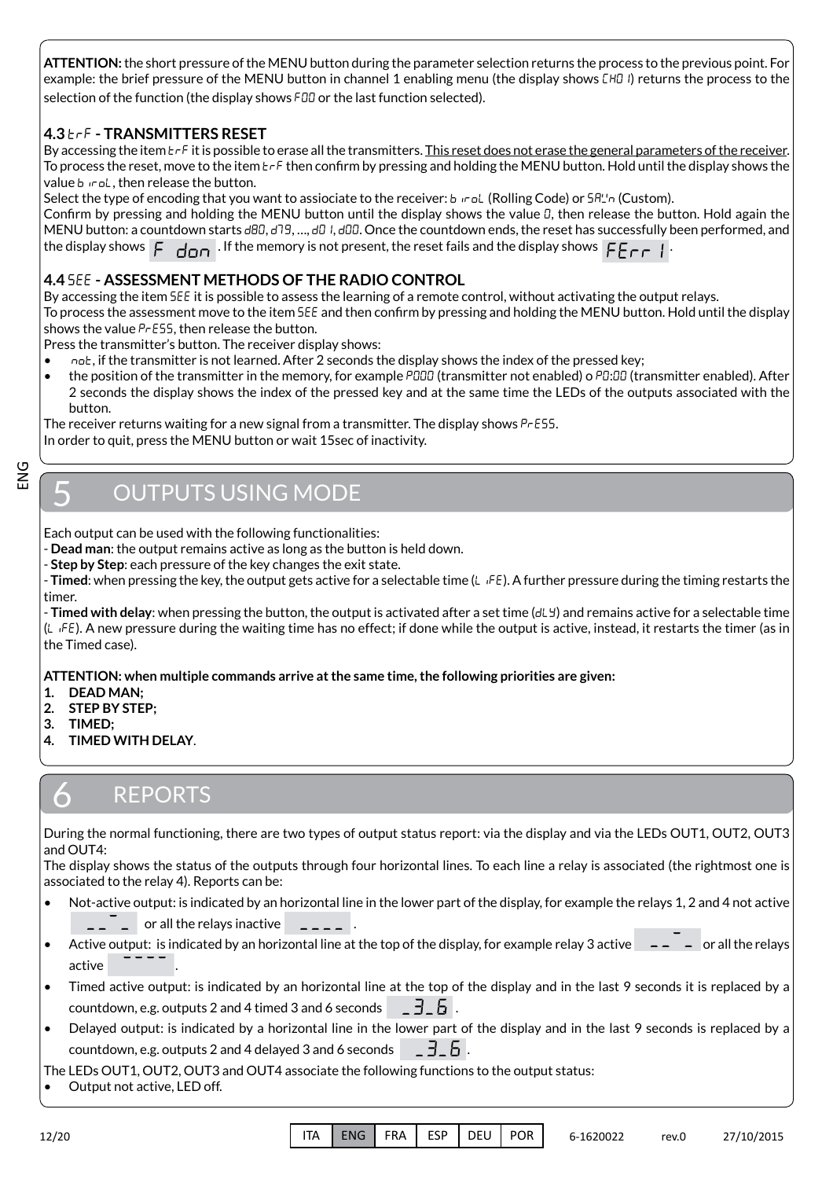**ATTENTION:** the short pressure of the MENU button during the parameter selection returns the process to the previous point. For example: the brief pressure of the MENU button in channel 1 enabling menu (the display shows CH0 1) returns the process to the selection of the function (the display shows F00 or the last function selected).

### 4.3 trF - TRANSMITTERS RESET

By accessing the item trF it is possible to erase all the transmitters. This reset does not erase the general parameters of the receiver. To process the reset, move to the item trF then confirm by pressing and holding the MENU button. Hold until the display shows the value b irol, then release the button.

Select the type of encoding that you want to assiociate to the receiver: b irol (Rolling Code) or SAL'n (Custom).

Confirm by pressing and holding the MENU button until the display shows the value 0, then release the button. Hold again the MENU button: a countdown starts d80, d79, ..., d0 1, d00. Once the countdown ends, the reset has successfully been performed, and the display shows F don. If the memory is not present, the reset fails and the display shows FErr 1.

### 4.4 SEE - ASSESSMENT METHODS OF THE RADIO CONTROL

By accessing the item SEE it is possible to assess the learning of a remote control, without activating the output relays.

To process the assessment move to the item SEE and then confirm by pressing and holding the MENU button. Hold until the display shows the value PrESS, then release the button.

Press the transmitter's button. The receiver display shows:

- not, if the transmitter is not learned. After 2 seconds the display shows the index of the pressed key;
- the position of the transmitter in the memory, for example P000 (transmitter not enabled) o P0:00 (transmitter enabled). After 2 seconds the display shows the index of the pressed key and at the same time the LEDs of the outputs associated with the button.

The receiver returns waiting for a new signal from a transmitter. The display shows PrESS.

In order to quit, press the MENU button or wait 15sec of inactivity.

# 5 OUTPUTS USING MODE

Each output can be used with the following functionalities:

- **Dead man**: the output remains active as long as the button is held down.
- **Step by Step**: each pressure of the key changes the exit state.
- **Timed**: when pressing the key, the output gets active for a selectable time (L iFE). A further pressure during the timing restarts the timer.
- **Timed with delay**: when pressing the button, the output is activated after a set time (dLY) and remains active for a selectable time (L iFE). A new pressure during the waiting time has no effect; if done while the output is active, instead, it restarts the timer (as in the Timed case).

**ATTENTION: when multiple commands arrive at the same time, the following priorities are given:**

1. **DEAD MAN;**
2. **STEP BY STEP;**
3. **TIMED;**
4. **TIMED WITH DELAY**.

# 6 REPORTS

During the normal functioning, there are two types of output status report: via the display and via the LEDs OUT1, OUT2, OUT3 and OUT4:

The display shows the status of the outputs through four horizontal lines. To each line a relay is associated (the rightmost one is associated to the relay 4). Reports can be:

- Not-active output: is indicated by an horizontal line in the lower part of the display, for example the relays 1, 2 and 4 not active \_ \_ ‾ \_ or all the relays inactive \_ \_ \_ \_.
- Active output: is indicated by an horizontal line at the top of the display, for example relay 3 active \_ \_ ‾ \_ or all the relays active ‾ ‾ ‾ ‾.
- Timed active output: is indicated by an horizontal line at the top of the display and in the last 9 seconds it is replaced by a countdown, e.g. outputs 2 and 4 timed 3 and 6 seconds \_3\_6.
- Delayed output: is indicated by a horizontal line in the lower part of the display and in the last 9 seconds is replaced by a countdown, e.g. outputs 2 and 4 delayed 3 and 6 seconds \_3\_6.

The LEDs OUT1, OUT2, OUT3 and OUT4 associate the following functions to the output status:

- Output not active, LED off.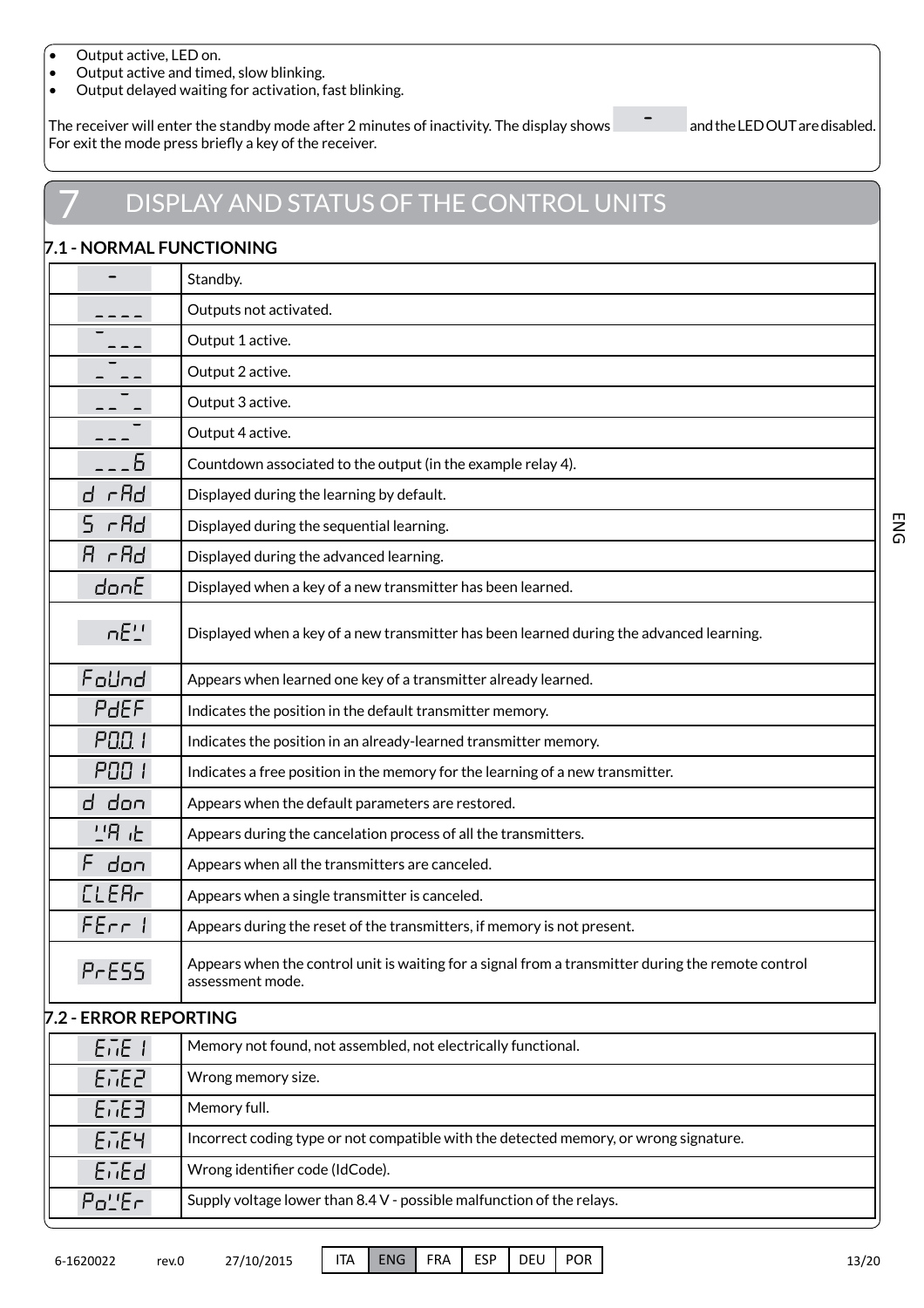- Output active, LED on.
- Output active and timed, slow blinking.
- Output delayed waiting for activation, fast blinking.

The receiver will enter the standby mode after 2 minutes of inactivity. The display shows - and the LED OUT are disabled. For exit the mode press briefly a key of the receiver.

# 7 DISPLAY AND STATUS OF THE CONTROL UNITS

## 7.1 - NORMAL FUNCTIONING

| Display | Description |
|---|---|
| - | Standby. |
| ---- | Outputs not activated. |
| ‾--- | Output 1 active. |
| -‾-- | Output 2 active. |
| --‾- | Output 3 active. |
| ---‾ | Output 4 active. |
| ---6 | Countdown associated to the output (in the example relay 4). |
| d rAd | Displayed during the learning by default. |
| S rAd | Displayed during the sequential learning. |
| A rAd | Displayed during the advanced learning. |
| donE | Displayed when a key of a new transmitter has been learned. |
| nEW | Displayed when a key of a new transmitter has been learned during the advanced learning. |
| FoUnd | Appears when learned one key of a transmitter already learned. |
| PdEF | Indicates the position in the default transmitter memory. |
| P0.0.1 | Indicates the position in an already-learned transmitter memory. |
| P001 | Indicates a free position in the memory for the learning of a new transmitter. |
| d don | Appears when the default parameters are restored. |
| WAit | Appears during the cancelation process of all the transmitters. |
| F don | Appears when all the transmitters are canceled. |
| CLEAr | Appears when a single transmitter is canceled. |
| FErr 1 | Appears during the reset of the transmitters, if memory is not present. |
| PrESS | Appears when the control unit is waiting for a signal from a transmitter during the remote control assessment mode. |

## 7.2 - ERROR REPORTING

| Display | Description |
|---|---|
| EmE1 | Memory not found, not assembled, not electrically functional. |
| EmE2 | Wrong memory size. |
| EmE3 | Memory full. |
| EmE4 | Incorrect coding type or not compatible with the detected memory, or wrong signature. |
| EmEd | Wrong identifier code (IdCode). |
| PoWEr | Supply voltage lower than 8.4 V - possible malfunction of the relays. |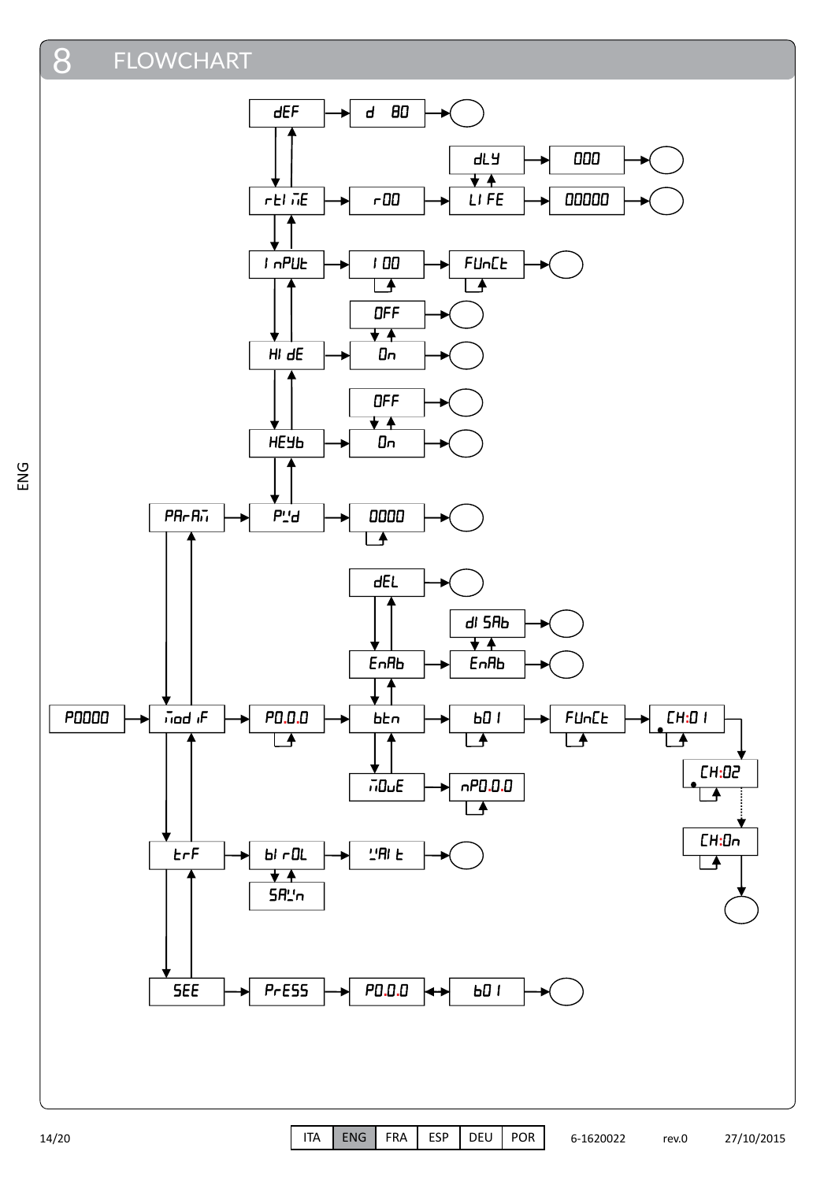# 8 FLOWCHART

dEF → d 80

rtIME → r00 → LIFE → 00000

dLY → 000

InPUt → I00 → FUnCt

HIdE → On / OFF

HEYb → On / OFF

PARAM → P'd → 0000

P0000 → MOdIF → P0.0.0 → btn → b0I → FUnCt → CH:0I → CH:02 → CH:0n

dEL

EnAb → dISAb / EnAb

MOVE → nP0.0.0

trF → bIrOL / SAVn → WAIt

SEE → PrESS → P0.0.0 ↔ b0I

ENG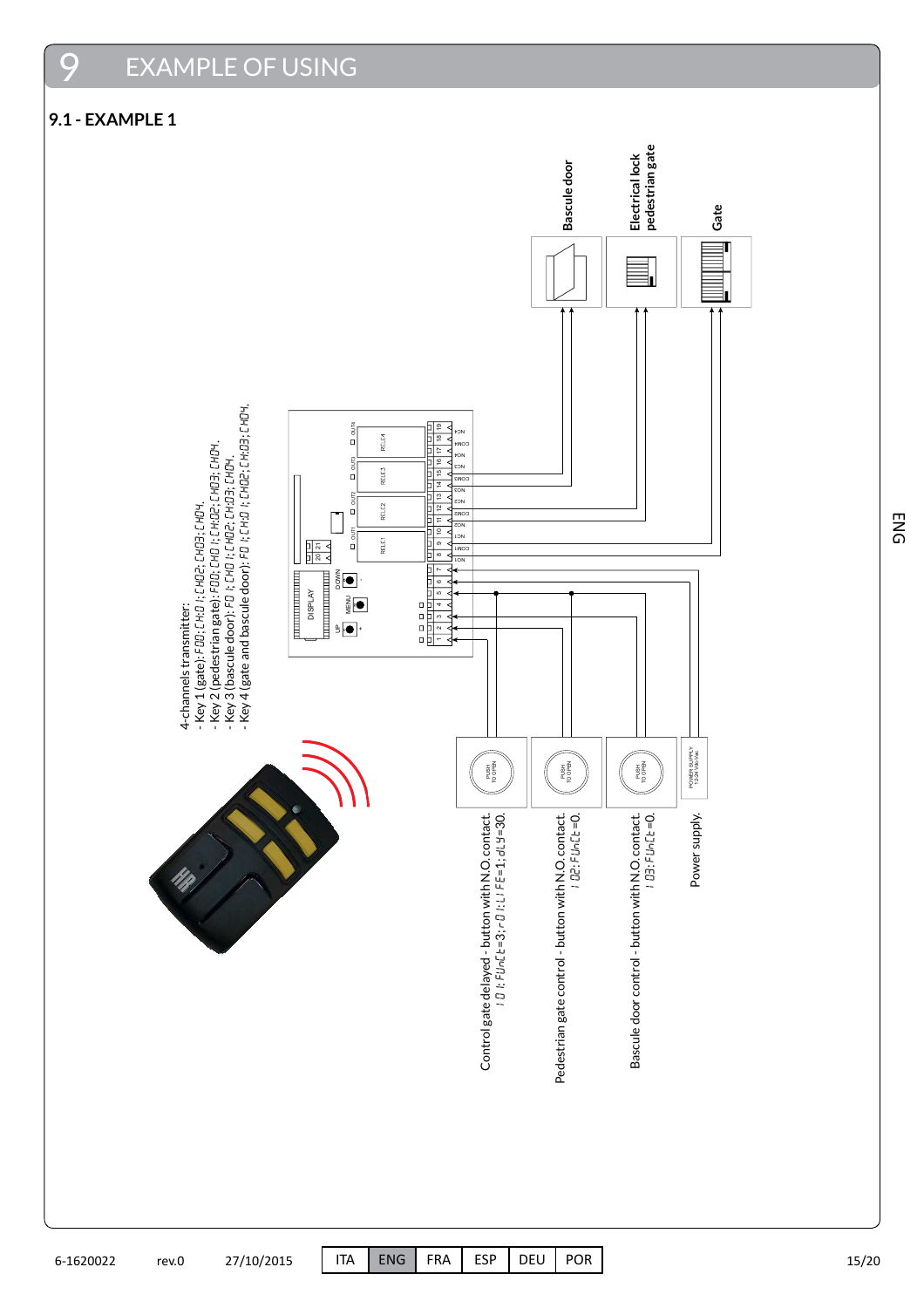# 9 EXAMPLE OF USING

## 9.1 - EXAMPLE 1

4-channels transmitter:

- Key 1 (gate): F00; CH01; CH02; CH03; CH04.
- Key 2 (pedestrian gate): F00; CH01; CH02; CH03; CH04.
- Key 3 (bascule door): F01; CH01; CH02; CH03; CH04.
- Key 4 (gate and bascule door): F01; CH01; CH02; CH03; CH04.

Bascule door

Electrical lock pedestrian gate

Gate

Control gate delayed - button with N.O. contact. I01: FUnCt=3; r01: LIFE=1; dLY=30.

Pedestrian gate control - button with N.O. contact. I02: FUnCt=0.

Bascule door control - button with N.O. contact. I03: FUnCt=0.

Power supply.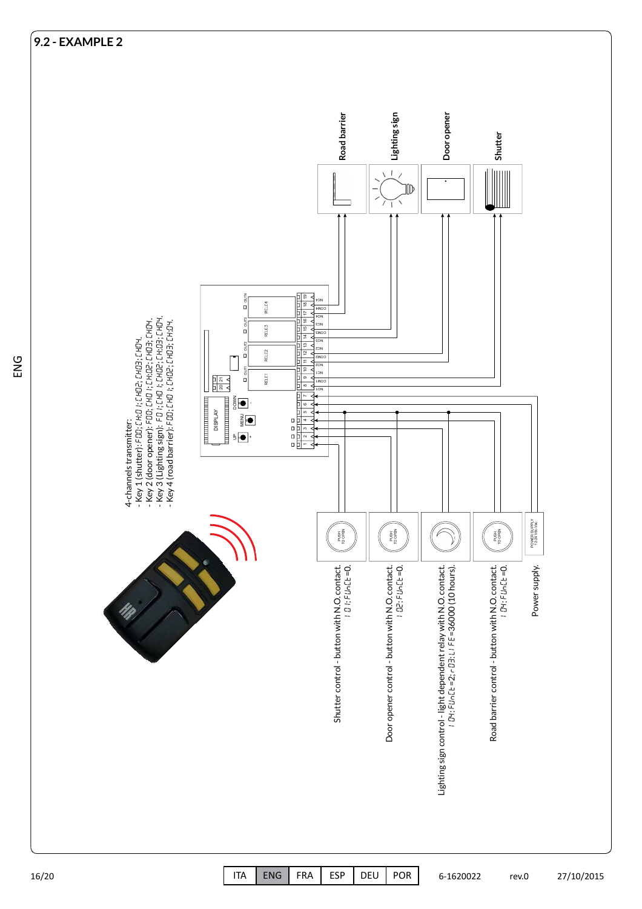## 9.2 - EXAMPLE 2

4-channels transmitter:
- Key 1 (shutter): F00; CH01; CH02; CH03; CH04.
- Key 2 (door opener): F00; CH01; CH02; CH03; CH04.
- Key 3 (Lighting sign): F01; CH01; CH02; CH03; CH04.
- Key 4 (road barrier): F00; CH01; CH02; CH03; CH04.

Road barrier

Lighting sign

Door opener

Shutter

Shutter control - button with N.O. contact.
I 01: FUnCt=0.

Door opener control - button with N.O. contact.
I 02: FUnCt=0.

Lighting sign control - light dependent relay with N.O. contact.
I 04: FUnCt=2; r03: LIFE=36000 (10 hours).

Road barrier control - button with N.O. contact.
I 04: FUnCt=0.

Power supply.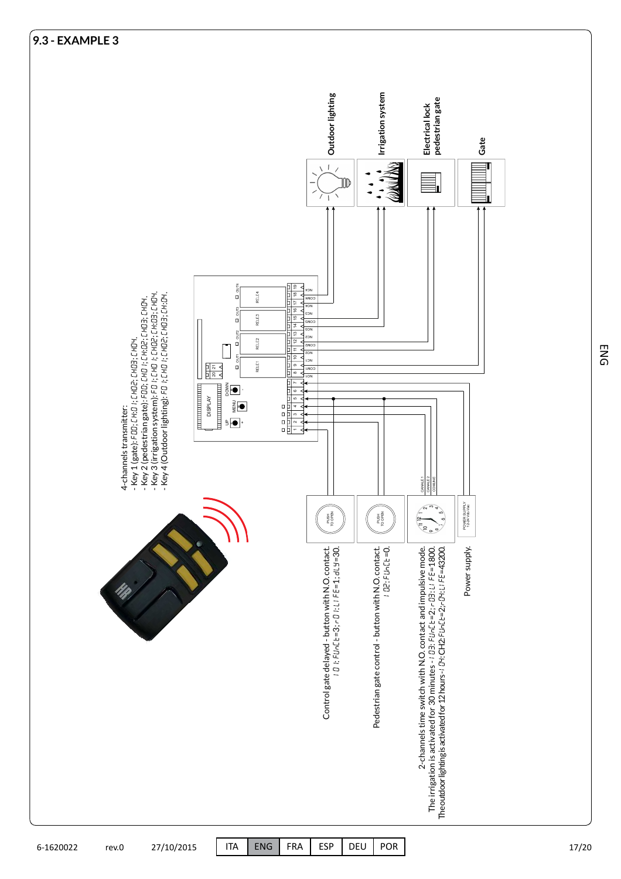## 9.3 - EXAMPLE 3

4-channels transmitter:
- Key 1 (gate): F00; CH:01; CH02; CH03; CH04.
- Key 2 (pedestrian gate): F00; CH01; CH:02; CH03; CH04.
- Key 3 (irrigation system): F01; CH01; CH02; CH:03; CH04.
- Key 4 (Outdoor lighting): F01; CH01; CH02; CH03; CH:04.

Outdoor lighting

Irrigation system

Electrical lock pedestrian gate

Gate

DISPLAY

UP + MENU DOWN -

RELE1 RELE2 RELE3 RELE4

OUT1 OUT2 OUT3 OUT4

1 2 3 4 5 6 7 8 9 10 11 12 13 14 15 16 17 18 19 20 21

NO1 COM1 NC1 NO2 COM2 NC2 NO3 COM3 NC3 NO4 COM4 NC4

PUSH TO OPEN

CANALE 1 CANALE 2 COMUNE

POWER SUPPLY 12-24 Vdc-Vac

Control gate delayed - button with N.O. contact.
i01; FUnCt=3; r01; tiFE=1; dLY=30.

Pedestrian gate control - button with N.O. contact.
i02; FUnCt=0.

2-channels time switch with N.O. contact and impulsive mode.
The irrigation is activated for 30 minutes - i03; FUnCt=2; r03; tiFE=1800.
The outdoor lighting is activated for 12 hours - i04; CH2; FUnCt=2; r04; tiFE=43200.

Power supply.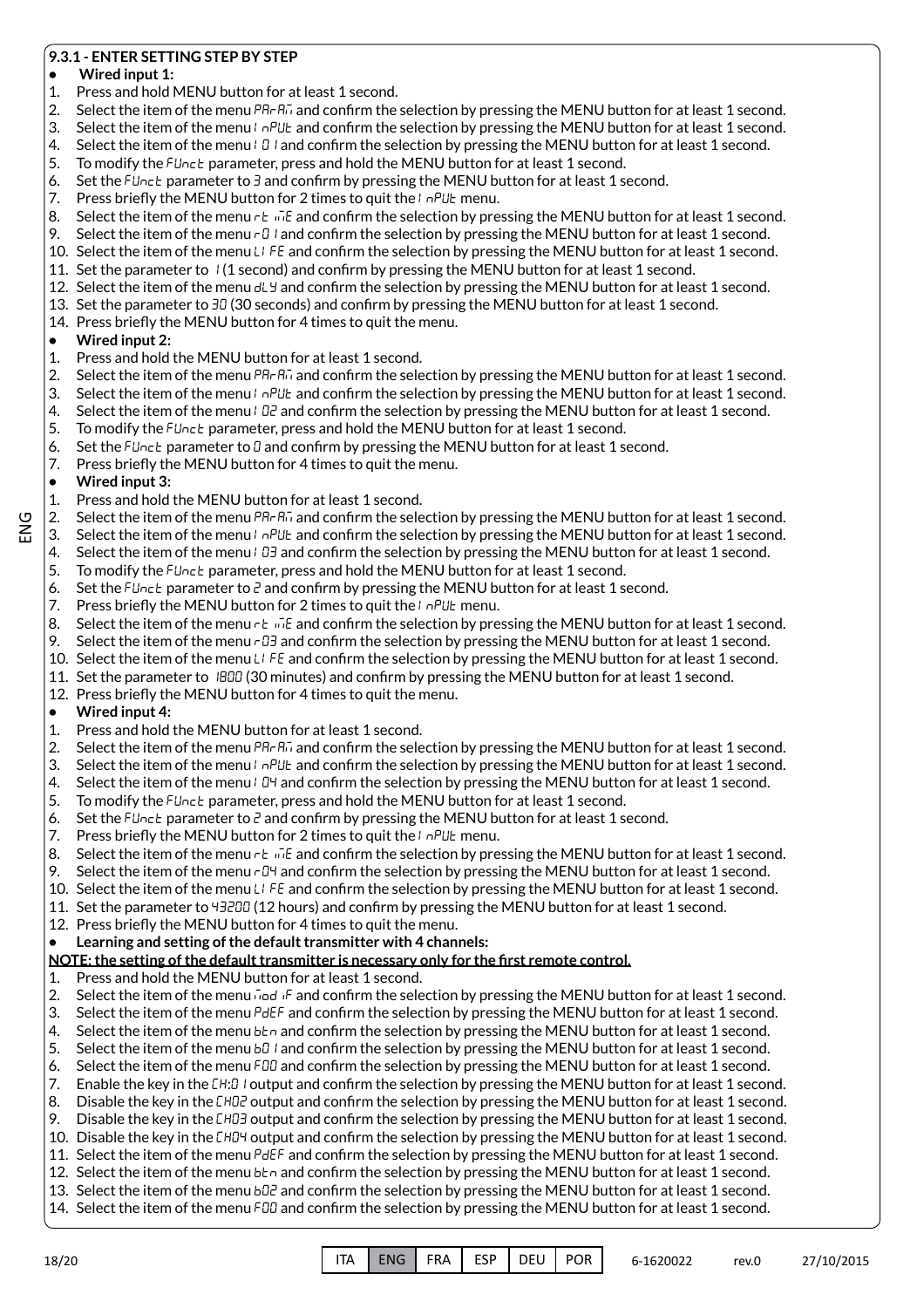### 9.3.1 - ENTER SETTING STEP BY STEP

- **Wired input 1:**

1. Press and hold MENU button for at least 1 second.
2. Select the item of the menu PArAm and confirm the selection by pressing the MENU button for at least 1 second.
3. Select the item of the menu InPUt and confirm the selection by pressing the MENU button for at least 1 second.
4. Select the item of the menu I01 and confirm the selection by pressing the MENU button for at least 1 second.
5. To modify the FUnct parameter, press and hold the MENU button for at least 1 second.
6. Set the FUnct parameter to 3 and confirm by pressing the MENU button for at least 1 second.
7. Press briefly the MENU button for 2 times to quit the InPUt menu.
8. Select the item of the menu rt imE and confirm the selection by pressing the MENU button for at least 1 second.
9. Select the item of the menu r01 and confirm the selection by pressing the MENU button for at least 1 second.
10. Select the item of the menu LIFE and confirm the selection by pressing the MENU button for at least 1 second.
11. Set the parameter to 1 (1 second) and confirm by pressing the MENU button for at least 1 second.
12. Select the item of the menu dLY and confirm the selection by pressing the MENU button for at least 1 second.
13. Set the parameter to 30 (30 seconds) and confirm by pressing the MENU button for at least 1 second.
14. Press briefly the MENU button for 4 times to quit the menu.

- **Wired input 2:**

1. Press and hold the MENU button for at least 1 second.
2. Select the item of the menu PArAm and confirm the selection by pressing the MENU button for at least 1 second.
3. Select the item of the menu InPUt and confirm the selection by pressing the MENU button for at least 1 second.
4. Select the item of the menu I02 and confirm the selection by pressing the MENU button for at least 1 second.
5. To modify the FUnct parameter, press and hold the MENU button for at least 1 second.
6. Set the FUnct parameter to 0 and confirm by pressing the MENU button for at least 1 second.
7. Press briefly the MENU button for 4 times to quit the menu.

- **Wired input 3:**

1. Press and hold the MENU button for at least 1 second.
2. Select the item of the menu PArAm and confirm the selection by pressing the MENU button for at least 1 second.
3. Select the item of the menu InPUt and confirm the selection by pressing the MENU button for at least 1 second.
4. Select the item of the menu I03 and confirm the selection by pressing the MENU button for at least 1 second.
5. To modify the FUnct parameter, press and hold the MENU button for at least 1 second.
6. Set the FUnct parameter to 2 and confirm by pressing the MENU button for at least 1 second.
7. Press briefly the MENU button for 2 times to quit the InPUt menu.
8. Select the item of the menu rt imE and confirm the selection by pressing the MENU button for at least 1 second.
9. Select the item of the menu r03 and confirm the selection by pressing the MENU button for at least 1 second.
10. Select the item of the menu LIFE and confirm the selection by pressing the MENU button for at least 1 second.
11. Set the parameter to 1800 (30 minutes) and confirm by pressing the MENU button for at least 1 second.
12. Press briefly the MENU button for 4 times to quit the menu.

- **Wired input 4:**

1. Press and hold the MENU button for at least 1 second.
2. Select the item of the menu PArAm and confirm the selection by pressing the MENU button for at least 1 second.
3. Select the item of the menu InPUt and confirm the selection by pressing the MENU button for at least 1 second.
4. Select the item of the menu I04 and confirm the selection by pressing the MENU button for at least 1 second.
5. To modify the FUnct parameter, press and hold the MENU button for at least 1 second.
6. Set the FUnct parameter to 2 and confirm by pressing the MENU button for at least 1 second.
7. Press briefly the MENU button for 2 times to quit the InPUt menu.
8. Select the item of the menu rt imE and confirm the selection by pressing the MENU button for at least 1 second.
9. Select the item of the menu r04 and confirm the selection by pressing the MENU button for at least 1 second.
10. Select the item of the menu LIFE and confirm the selection by pressing the MENU button for at least 1 second.
11. Set the parameter to 43200 (12 hours) and confirm by pressing the MENU button for at least 1 second.
12. Press briefly the MENU button for 4 times to quit the menu.

- **Learning and setting of the default transmitter with 4 channels:**

**NOTE: the setting of the default transmitter is necessary only for the first remote control.**

1. Press and hold the MENU button for at least 1 second.
2. Select the item of the menu mod iF and confirm the selection by pressing the MENU button for at least 1 second.
3. Select the item of the menu PdEF and confirm the selection by pressing the MENU button for at least 1 second.
4. Select the item of the menu btn and confirm the selection by pressing the MENU button for at least 1 second.
5. Select the item of the menu b01 and confirm the selection by pressing the MENU button for at least 1 second.
6. Select the item of the menu F00 and confirm the selection by pressing the MENU button for at least 1 second.
7. Enable the key in the CH:01 output and confirm the selection by pressing the MENU button for at least 1 second.
8. Disable the key in the CH02 output and confirm the selection by pressing the MENU button for at least 1 second.
9. Disable the key in the CH03 output and confirm the selection by pressing the MENU button for at least 1 second.
10. Disable the key in the CH04 output and confirm the selection by pressing the MENU button for at least 1 second.
11. Select the item of the menu PdEF and confirm the selection by pressing the MENU button for at least 1 second.
12. Select the item of the menu btn and confirm the selection by pressing the MENU button for at least 1 second.
13. Select the item of the menu b02 and confirm the selection by pressing the MENU button for at least 1 second.
14. Select the item of the menu F00 and confirm the selection by pressing the MENU button for at least 1 second.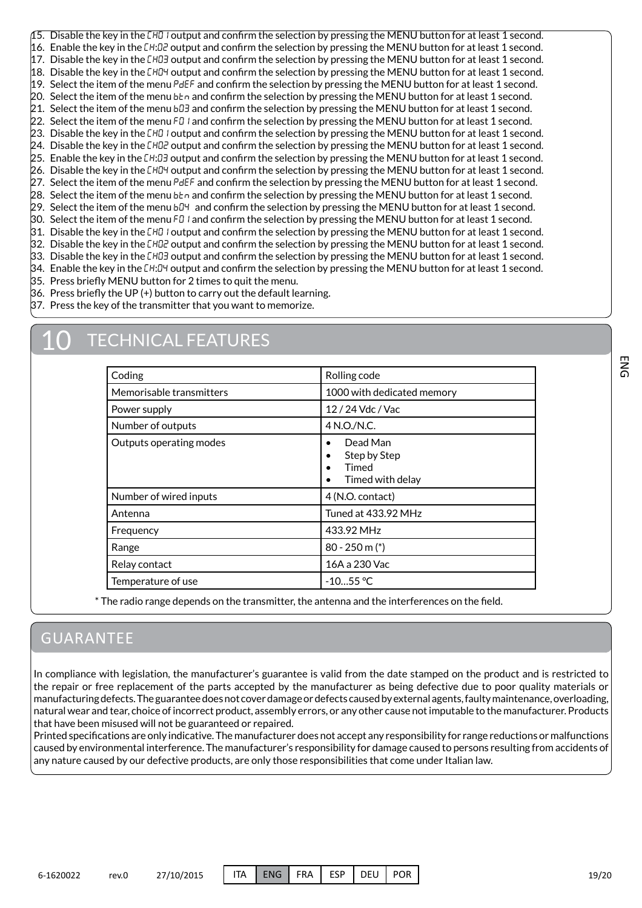15. Disable the key in the CH01 output and confirm the selection by pressing the MENU button for at least 1 second.
16. Enable the key in the CH:02 output and confirm the selection by pressing the MENU button for at least 1 second.
17. Disable the key in the CH03 output and confirm the selection by pressing the MENU button for at least 1 second.
18. Disable the key in the CH04 output and confirm the selection by pressing the MENU button for at least 1 second.
19. Select the item of the menu PdEF and confirm the selection by pressing the MENU button for at least 1 second.
20. Select the item of the menu btn and confirm the selection by pressing the MENU button for at least 1 second.
21. Select the item of the menu b03 and confirm the selection by pressing the MENU button for at least 1 second.
22. Select the item of the menu F01 and confirm the selection by pressing the MENU button for at least 1 second.
23. Disable the key in the CH01 output and confirm the selection by pressing the MENU button for at least 1 second.
24. Disable the key in the CH02 output and confirm the selection by pressing the MENU button for at least 1 second.
25. Enable the key in the CH:03 output and confirm the selection by pressing the MENU button for at least 1 second.
26. Disable the key in the CH04 output and confirm the selection by pressing the MENU button for at least 1 second.
27. Select the item of the menu PdEF and confirm the selection by pressing the MENU button for at least 1 second.
28. Select the item of the menu btn and confirm the selection by pressing the MENU button for at least 1 second.
29. Select the item of the menu b04 and confirm the selection by pressing the MENU button for at least 1 second.
30. Select the item of the menu F01 and confirm the selection by pressing the MENU button for at least 1 second.
31. Disable the key in the CH01 output and confirm the selection by pressing the MENU button for at least 1 second.
32. Disable the key in the CH02 output and confirm the selection by pressing the MENU button for at least 1 second.
33. Disable the key in the CH03 output and confirm the selection by pressing the MENU button for at least 1 second.
34. Enable the key in the CH:04 output and confirm the selection by pressing the MENU button for at least 1 second.
35. Press briefly MENU button for 2 times to quit the menu.
36. Press briefly the UP (+) button to carry out the default learning.
37. Press the key of the transmitter that you want to memorize.

# 10 TECHNICAL FEATURES

| Coding | Rolling code |
|---|---|
| Memorisable transmitters | 1000 with dedicated memory |
| Power supply | 12 / 24 Vdc / Vac |
| Number of outputs | 4 N.O./N.C. |
| Outputs operating modes | • Dead Man<br>• Step by Step<br>• Timed<br>• Timed with delay |
| Number of wired inputs | 4 (N.O. contact) |
| Antenna | Tuned at 433.92 MHz |
| Frequency | 433.92 MHz |
| Range | 80 - 250 m (*) |
| Relay contact | 16A a 230 Vac |
| Temperature of use | -10...55 °C |

* The radio range depends on the transmitter, the antenna and the interferences on the field.

# GUARANTEE

In compliance with legislation, the manufacturer's guarantee is valid from the date stamped on the product and is restricted to the repair or free replacement of the parts accepted by the manufacturer as being defective due to poor quality materials or manufacturing defects. The guarantee does not cover damage or defects caused by external agents, faulty maintenance, overloading, natural wear and tear, choice of incorrect product, assembly errors, or any other cause not imputable to the manufacturer. Products that have been misused will not be guaranteed or repaired.
Printed specifications are only indicative. The manufacturer does not accept any responsibility for range reductions or malfunctions caused by environmental interference. The manufacturer's responsibility for damage caused to persons resulting from accidents of any nature caused by our defective products, are only those responsibilities that come under Italian law.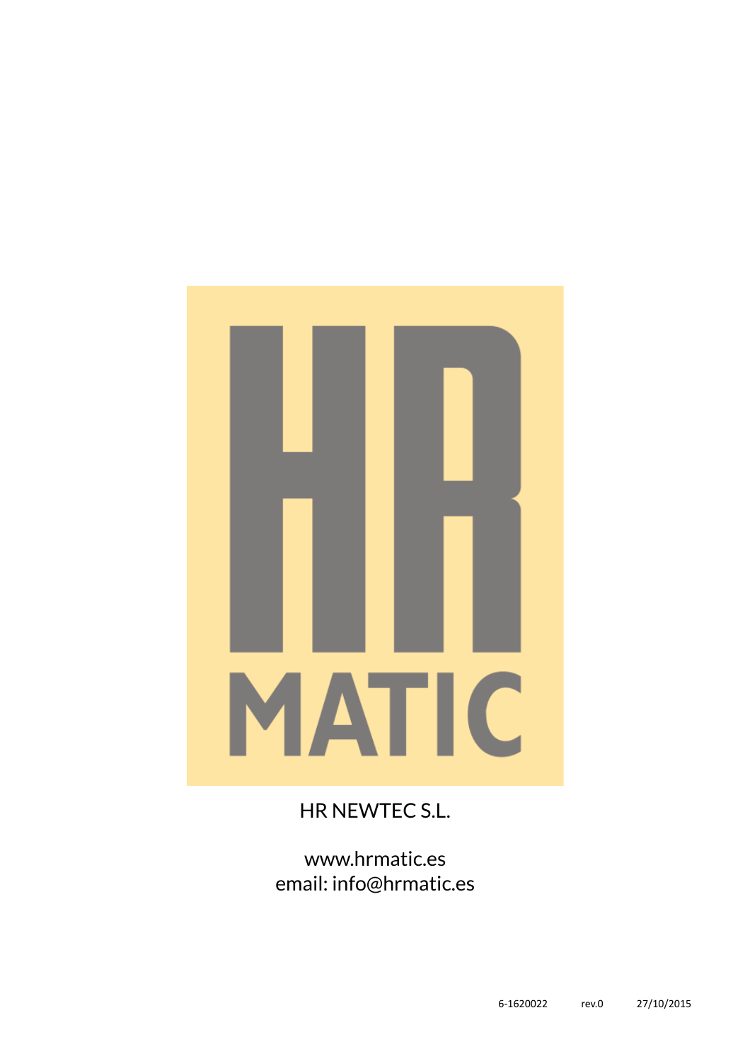HR NEWTEC S.L.

www.hrmatic.es
email: info@hrmatic.es

6-1620022 rev.0 27/10/2015